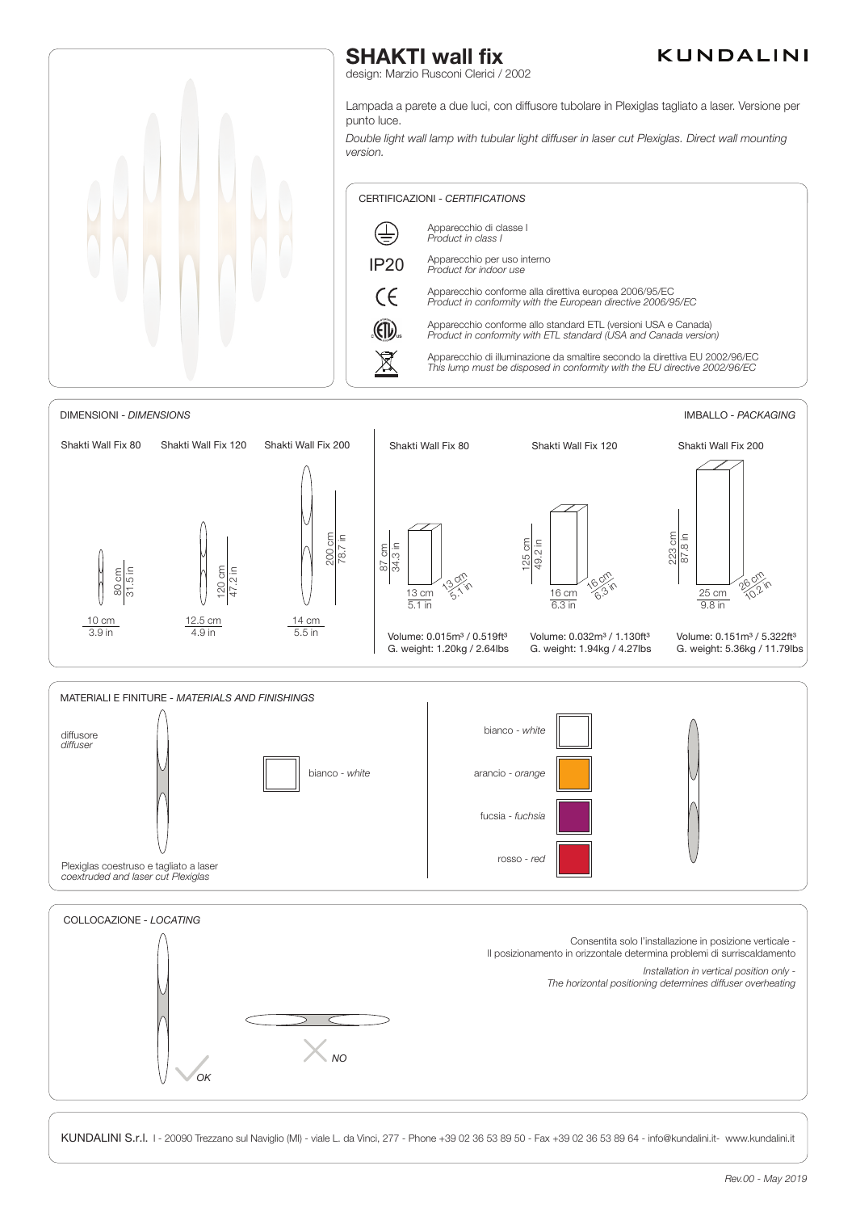# SHAKTI wall fix

design: Marzio Rusconi Clerici / 2002

KUNDALINI

Lampada a parete a due luci, con diffusore tubolare in Plexiglas tagliato a laser. Versione per punto luce.

*Double light wall lamp with tubular light diffuser in laser cut Plexiglas. Direct wall mounting version.*

## CERTIFICAZIONI - *CERTIFICATIONS*

Apparecchio di classe I
*Product in class I*

IP20 — Apparecchio per uso interno
*Product for indoor use*

Apparecchio conforme alla direttiva europea 2006/95/EC
*Product in conformity with the European directive 2006/95/EC*

Apparecchio conforme allo standard ETL (versioni USA e Canada)
*Product in conformity with ETL standard (USA and Canada version)*

Apparecchio di illuminazione da smaltire secondo la direttiva EU 2002/96/EC
*This lump must be disposed in conformity with the EU directive 2002/96/EC*

## DIMENSIONI - *DIMENSIONS*

Shakti Wall Fix 80
80 cm
31.5 in
10 cm
3.9 in

Shakti Wall Fix 120
120 cm
47.2 in
12.5 cm
4.9 in

Shakti Wall Fix 200
200 cm
78.7 in
14 cm
5.5 in

## IMBALLO - *PACKAGING*

Shakti Wall Fix 80
87 cm
34.3 in
13 cm
5.1 in
13 cm
5.1 in
Volume: 0.015m³ / 0.519ft³
G. weight: 1.20kg / 2.64lbs

Shakti Wall Fix 120
125 cm
49.2 in
16 cm
6.3 in
16 cm
6.3 in
Volume: 0.032m³ / 1.130ft³
G. weight: 1.94kg / 4.27lbs

Shakti Wall Fix 200
223 cm
87.8 in
25 cm
9.8 in
26 cm
10.2 in
Volume: 0.151m³ / 5.322ft³
G. weight: 5.36kg / 11.79lbs

## MATERIALI E FINITURE - *MATERIALS AND FINISHINGS*

diffusore
*diffuser*

bianco - *white*

Plexiglas coestruso e tagliato a laser
*coextruded and laser cut Plexiglas*

bianco - *white*

arancio - *orange*

fucsia - *fuchsia*

rosso - *red*

## COLLOCAZIONE - *LOCATING*

OK

NO

Consentita solo l'installazione in posizione verticale - Il posizionamento in orizzontale determina problemi di surriscaldamento

*Installation in vertical position only - The horizontal positioning determines diffuser overheating*

KUNDALINI S.r.l. I - 20090 Trezzano sul Naviglio (MI) - viale L. da Vinci, 277 - Phone +39 02 36 53 89 50 - Fax +39 02 36 53 89 64 - info@kundalini.it- www.kundalini.it

*Rev.00 - May 2019*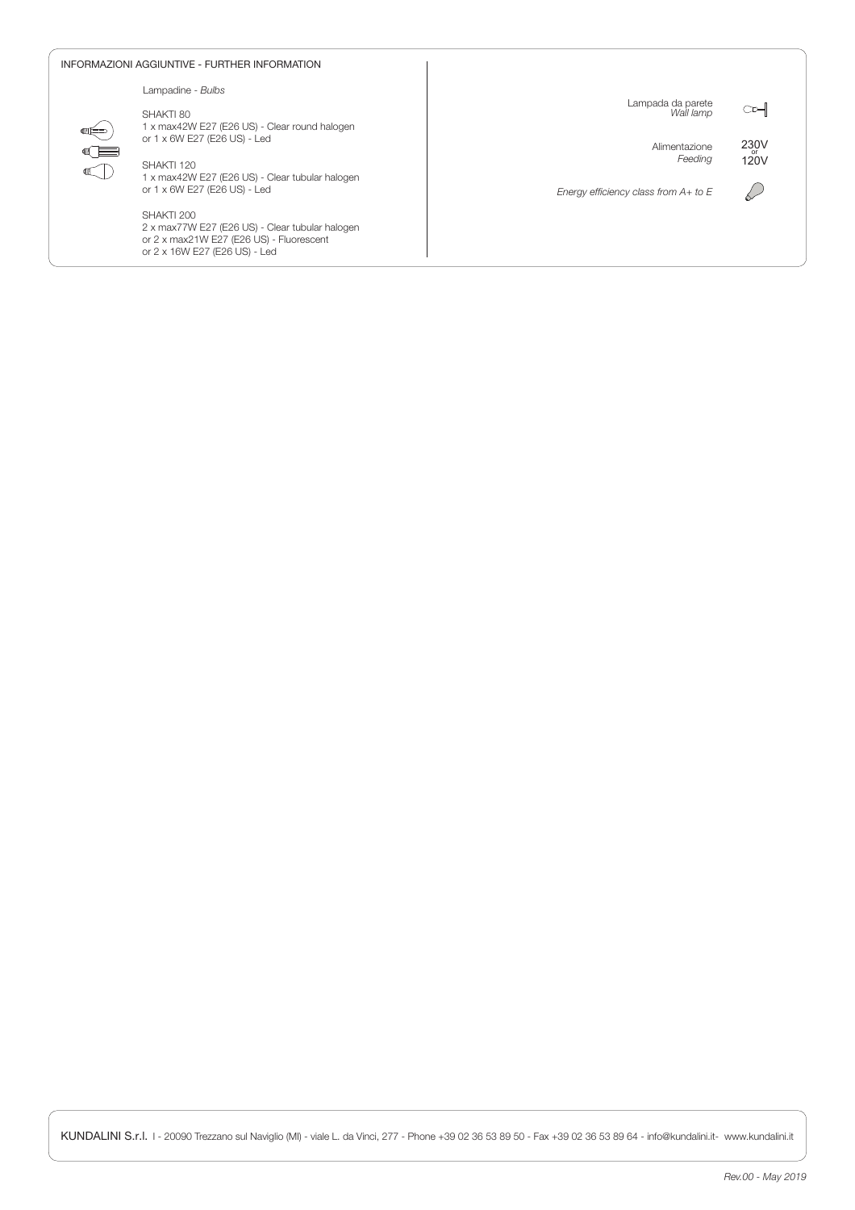## INFORMAZIONI AGGIUNTIVE - FURTHER INFORMATION

Lampadine - *Bulbs*

SHAKTI 80
1 x max42W E27 (E26 US) - Clear round halogen
or 1 x 6W E27 (E26 US) - Led

SHAKTI 120
1 x max42W E27 (E26 US) - Clear tubular halogen
or 1 x 6W E27 (E26 US) - Led

SHAKTI 200
2 x max77W E27 (E26 US) - Clear tubular halogen
or 2 x max21W E27 (E26 US) - Fluorescent
or 2 x 16W E27 (E26 US) - Led

Lampada da parete
*Wall lamp*

Alimentazione
*Feeding*

230V or 120V

*Energy efficiency class from A+ to E*

KUNDALINI S.r.l. I - 20090 Trezzano sul Naviglio (MI) - viale L. da Vinci, 277 - Phone +39 02 36 53 89 50 - Fax +39 02 36 53 89 64 - info@kundalini.it- www.kundalini.it

*Rev.00 - May 2019*